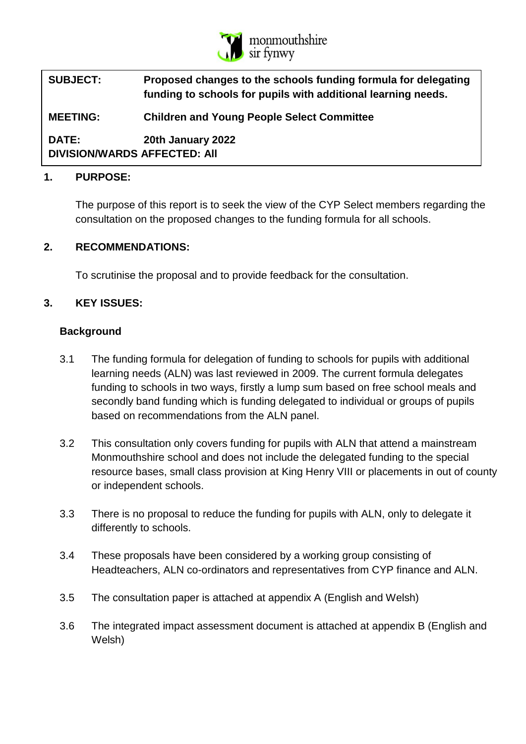monmouthshire
sir fynwy

| **SUBJECT:** | **Proposed changes to the schools funding formula for delegating funding to schools for pupils with additional learning needs.** |
| --- | --- |
| **MEETING:** | **Children and Young People Select Committee** |
| **DATE:** | **20th January 2022** |
| **DIVISION/WARDS AFFECTED: All** | |

## 1. PURPOSE:

The purpose of this report is to seek the view of the CYP Select members regarding the consultation on the proposed changes to the funding formula for all schools.

## 2. RECOMMENDATIONS:

To scrutinise the proposal and to provide feedback for the consultation.

## 3. KEY ISSUES:

### Background

3.1 The funding formula for delegation of funding to schools for pupils with additional learning needs (ALN) was last reviewed in 2009. The current formula delegates funding to schools in two ways, firstly a lump sum based on free school meals and secondly band funding which is funding delegated to individual or groups of pupils based on recommendations from the ALN panel.

3.2 This consultation only covers funding for pupils with ALN that attend a mainstream Monmouthshire school and does not include the delegated funding to the special resource bases, small class provision at King Henry VIII or placements in out of county or independent schools.

3.3 There is no proposal to reduce the funding for pupils with ALN, only to delegate it differently to schools.

3.4 These proposals have been considered by a working group consisting of Headteachers, ALN co-ordinators and representatives from CYP finance and ALN.

3.5 The consultation paper is attached at appendix A (English and Welsh)

3.6 The integrated impact assessment document is attached at appendix B (English and Welsh)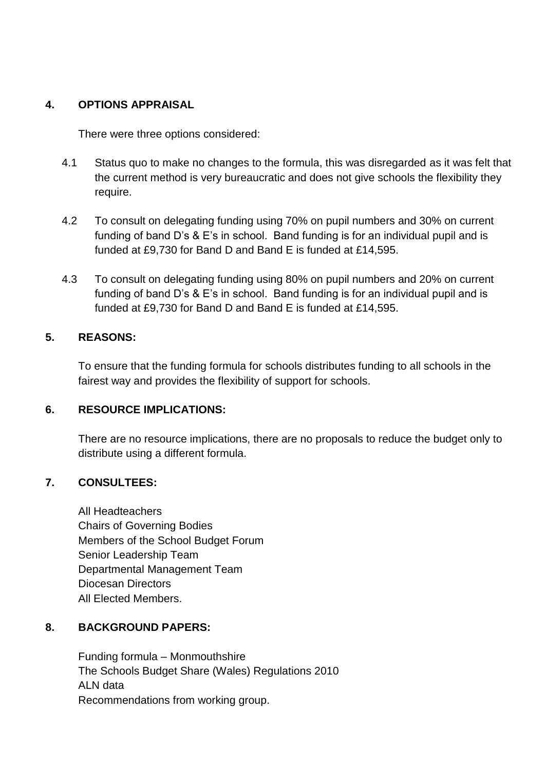## 4. OPTIONS APPRAISAL

There were three options considered:

4.1 Status quo to make no changes to the formula, this was disregarded as it was felt that the current method is very bureaucratic and does not give schools the flexibility they require.

4.2 To consult on delegating funding using 70% on pupil numbers and 30% on current funding of band D's & E's in school. Band funding is for an individual pupil and is funded at £9,730 for Band D and Band E is funded at £14,595.

4.3 To consult on delegating funding using 80% on pupil numbers and 20% on current funding of band D's & E's in school. Band funding is for an individual pupil and is funded at £9,730 for Band D and Band E is funded at £14,595.

## 5. REASONS:

To ensure that the funding formula for schools distributes funding to all schools in the fairest way and provides the flexibility of support for schools.

## 6. RESOURCE IMPLICATIONS:

There are no resource implications, there are no proposals to reduce the budget only to distribute using a different formula.

## 7. CONSULTEES:

All Headteachers
Chairs of Governing Bodies
Members of the School Budget Forum
Senior Leadership Team
Departmental Management Team
Diocesan Directors
All Elected Members.

## 8. BACKGROUND PAPERS:

Funding formula – Monmouthshire
The Schools Budget Share (Wales) Regulations 2010
ALN data
Recommendations from working group.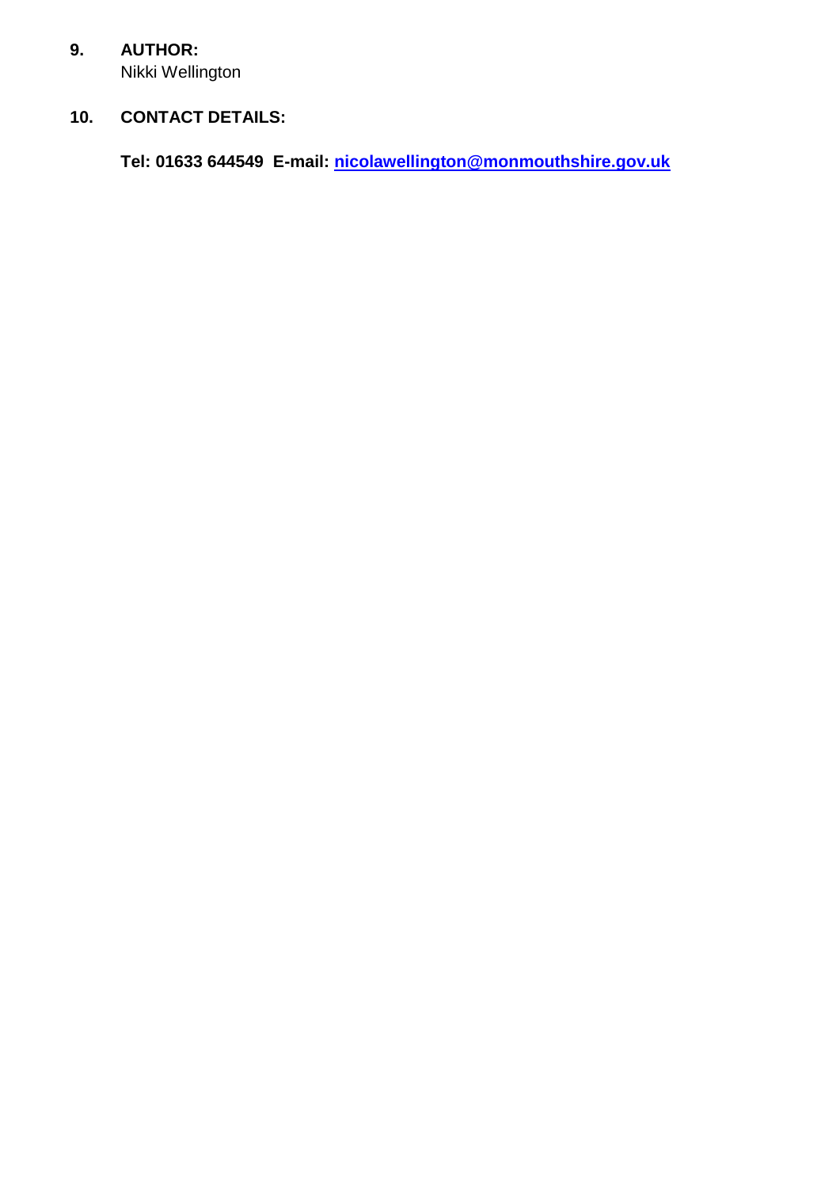**9. AUTHOR:**

Nikki Wellington

**10. CONTACT DETAILS:**

**Tel: 01633 644549 E-mail: nicolawellington@monmouthshire.gov.uk**